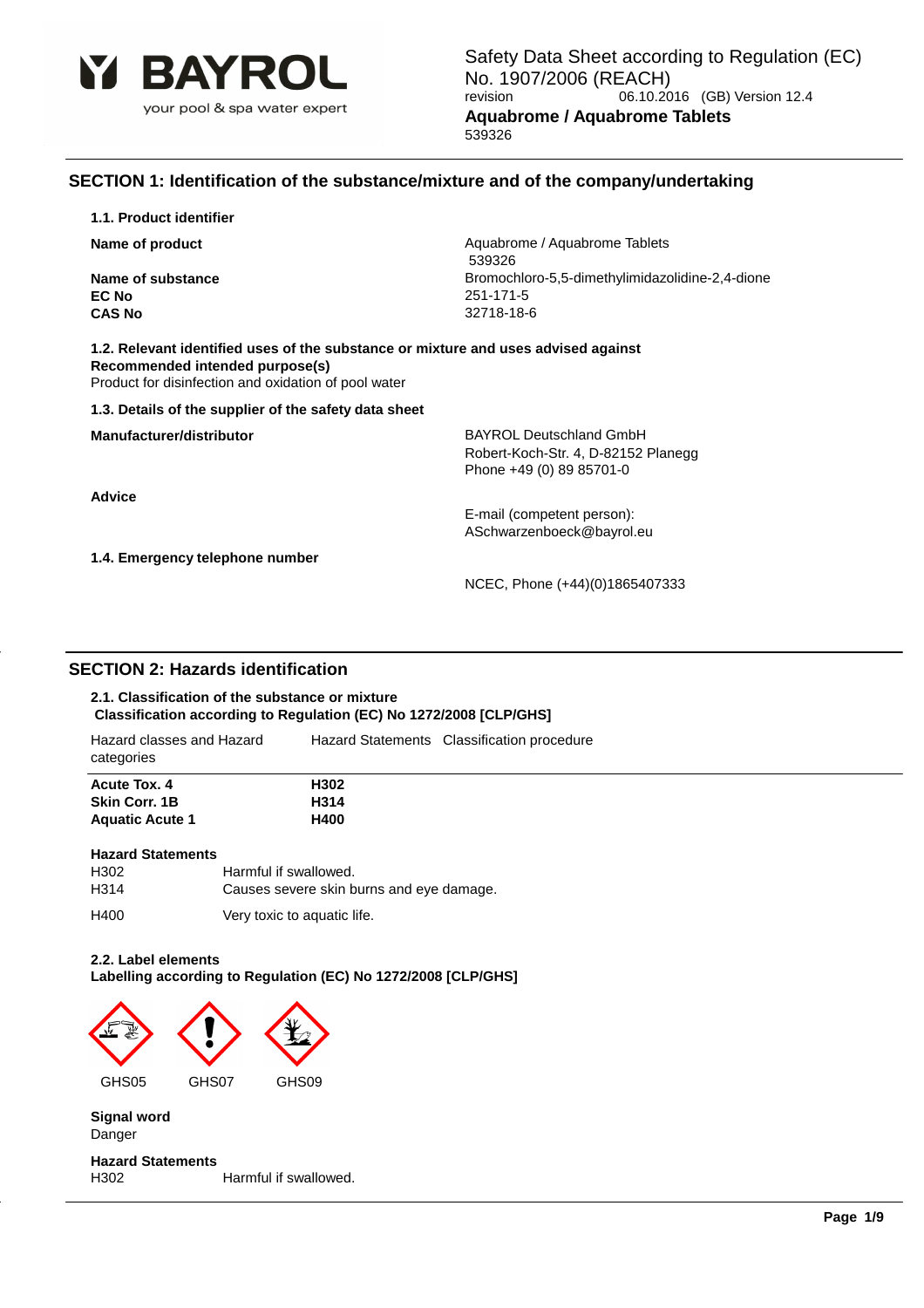BAYROL

your pool & spa water expert

Safety Data Sheet according to Regulation (EC) No. 1907/2006 (REACH)

revision 06.10.2016 (GB) Version 12.4

**Aquabrome / Aquabrome Tablets**

539326

## SECTION 1: Identification of the substance/mixture and of the company/undertaking

### 1.1. Product identifier

| | |
|---|---|
| **Name of product** | Aquabrome / Aquabrome Tablets 539326 |
| **Name of substance** | Bromochloro-5,5-dimethylimidazolidine-2,4-dione |
| **EC No** | 251-171-5 |
| **CAS No** | 32718-18-6 |

### 1.2. Relevant identified uses of the substance or mixture and uses advised against

**Recommended intended purpose(s)**

Product for disinfection and oxidation of pool water

### 1.3. Details of the supplier of the safety data sheet

| | |
|---|---|
| **Manufacturer/distributor** | BAYROL Deutschland GmbH<br>Robert-Koch-Str. 4, D-82152 Planegg<br>Phone +49 (0) 89 85701-0 |
| **Advice** | E-mail (competent person):<br>ASchwarzenboeck@bayrol.eu |

### 1.4. Emergency telephone number

NCEC, Phone (+44)(0)1865407333

## SECTION 2: Hazards identification

### 2.1. Classification of the substance or mixture

**Classification according to Regulation (EC) No 1272/2008 [CLP/GHS]**

| Hazard classes and Hazard categories | Hazard Statements | Classification procedure |
|---|---|---|
| **Acute Tox. 4** | **H302** | |
| **Skin Corr. 1B** | **H314** | |
| **Aquatic Acute 1** | **H400** | |

**Hazard Statements**

| | |
|---|---|
| H302 | Harmful if swallowed. |
| H314 | Causes severe skin burns and eye damage. |
| H400 | Very toxic to aquatic life. |

### 2.2. Label elements

**Labelling according to Regulation (EC) No 1272/2008 [CLP/GHS]**

GHS05 GHS07 GHS09

**Signal word**

Danger

**Hazard Statements**

| | |
|---|---|
| H302 | Harmful if swallowed. |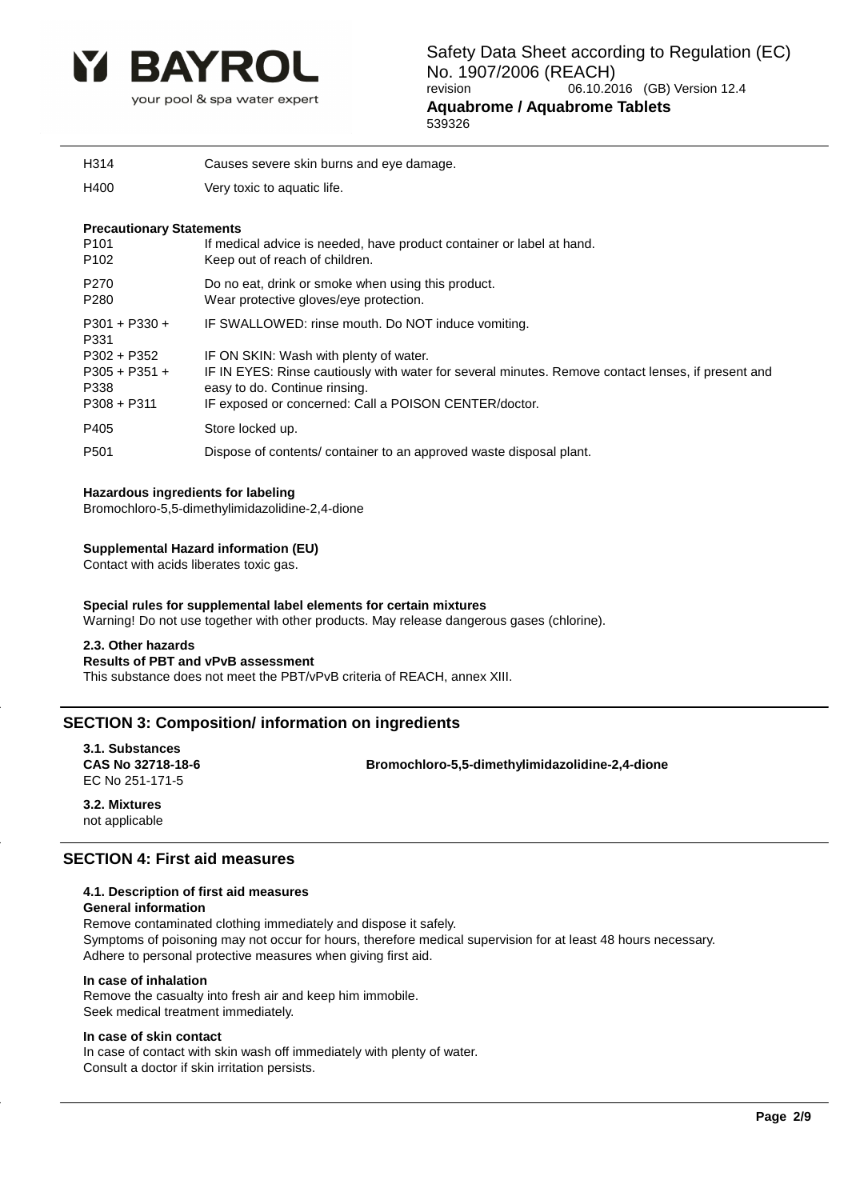| | |
|---|---|
| H314 | Causes severe skin burns and eye damage. |
| H400 | Very toxic to aquatic life. |

**Precautionary Statements**

| | |
|---|---|
| P101 | If medical advice is needed, have product container or label at hand. |
| P102 | Keep out of reach of children. |
| P270 | Do no eat, drink or smoke when using this product. |
| P280 | Wear protective gloves/eye protection. |
| P301 + P330 + P331 | IF SWALLOWED: rinse mouth. Do NOT induce vomiting. |
| P302 + P352 | IF ON SKIN: Wash with plenty of water. |
| P305 + P351 + P338 | IF IN EYES: Rinse cautiously with water for several minutes. Remove contact lenses, if present and easy to do. Continue rinsing. |
| P308 + P311 | IF exposed or concerned: Call a POISON CENTER/doctor. |
| P405 | Store locked up. |
| P501 | Dispose of contents/ container to an approved waste disposal plant. |

**Hazardous ingredients for labeling**

Bromochloro-5,5-dimethylimidazolidine-2,4-dione

**Supplemental Hazard information (EU)**

Contact with acids liberates toxic gas.

**Special rules for supplemental label elements for certain mixtures**

Warning! Do not use together with other products. May release dangerous gases (chlorine).

**2.3. Other hazards**

**Results of PBT and vPvB assessment**

This substance does not meet the PBT/vPvB criteria of REACH, annex XIII.

## SECTION 3: Composition/ information on ingredients

**3.1. Substances**

**CAS No 32718-18-6** — **Bromochloro-5,5-dimethylimidazolidine-2,4-dione**

EC No 251-171-5

**3.2. Mixtures**

not applicable

## SECTION 4: First aid measures

**4.1. Description of first aid measures**

**General information**

Remove contaminated clothing immediately and dispose it safely.
Symptoms of poisoning may not occur for hours, therefore medical supervision for at least 48 hours necessary.
Adhere to personal protective measures when giving first aid.

**In case of inhalation**

Remove the casualty into fresh air and keep him immobile.
Seek medical treatment immediately.

**In case of skin contact**

In case of contact with skin wash off immediately with plenty of water.
Consult a doctor if skin irritation persists.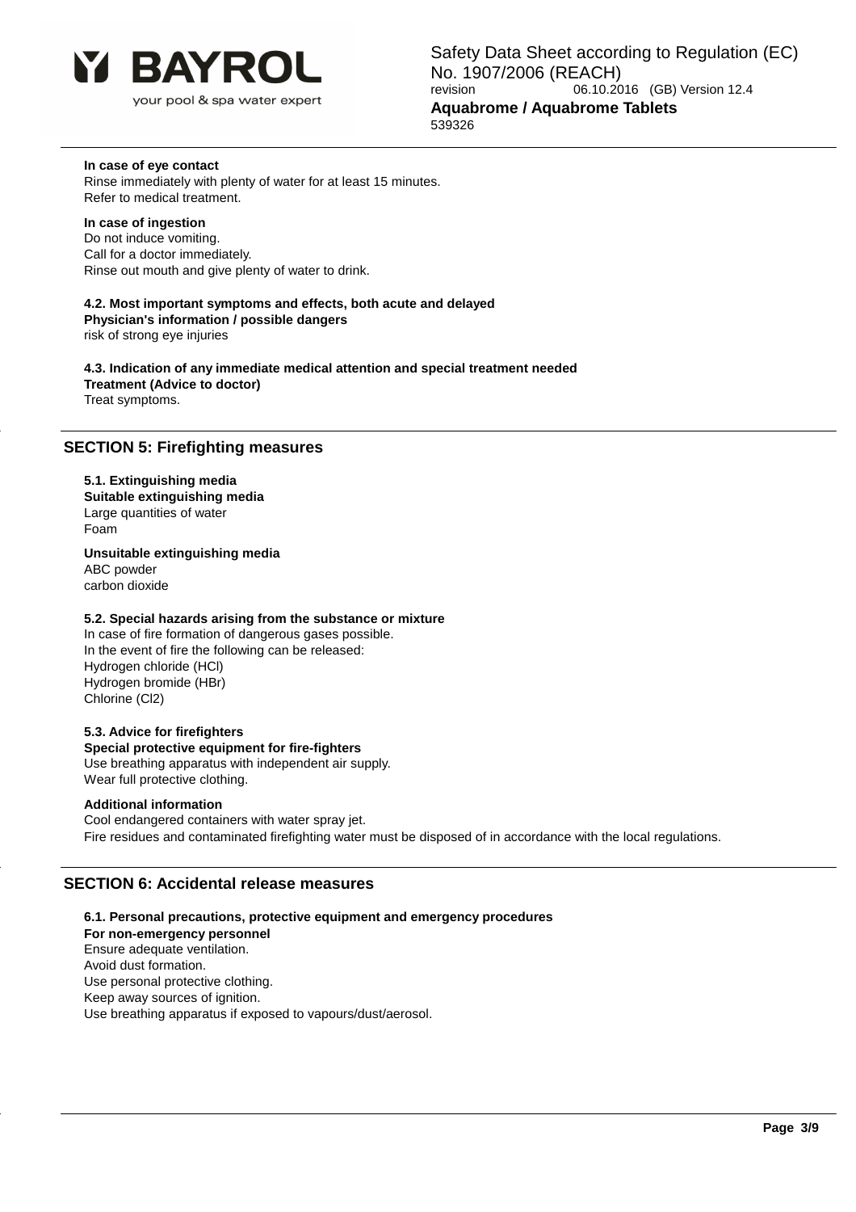**In case of eye contact**

Rinse immediately with plenty of water for at least 15 minutes.
Refer to medical treatment.

**In case of ingestion**

Do not induce vomiting.
Call for a doctor immediately.
Rinse out mouth and give plenty of water to drink.

**4.2. Most important symptoms and effects, both acute and delayed**

**Physician's information / possible dangers**

risk of strong eye injuries

**4.3. Indication of any immediate medical attention and special treatment needed**

**Treatment (Advice to doctor)**

Treat symptoms.

## SECTION 5: Firefighting measures

**5.1. Extinguishing media**

**Suitable extinguishing media**

Large quantities of water
Foam

**Unsuitable extinguishing media**

ABC powder
carbon dioxide

**5.2. Special hazards arising from the substance or mixture**

In case of fire formation of dangerous gases possible.
In the event of fire the following can be released:
Hydrogen chloride (HCl)
Hydrogen bromide (HBr)
Chlorine ($Cl_2$)

**5.3. Advice for firefighters**

**Special protective equipment for fire-fighters**

Use breathing apparatus with independent air supply.
Wear full protective clothing.

**Additional information**

Cool endangered containers with water spray jet.
Fire residues and contaminated firefighting water must be disposed of in accordance with the local regulations.

## SECTION 6: Accidental release measures

**6.1. Personal precautions, protective equipment and emergency procedures**

**For non-emergency personnel**

Ensure adequate ventilation.
Avoid dust formation.
Use personal protective clothing.
Keep away sources of ignition.
Use breathing apparatus if exposed to vapours/dust/aerosol.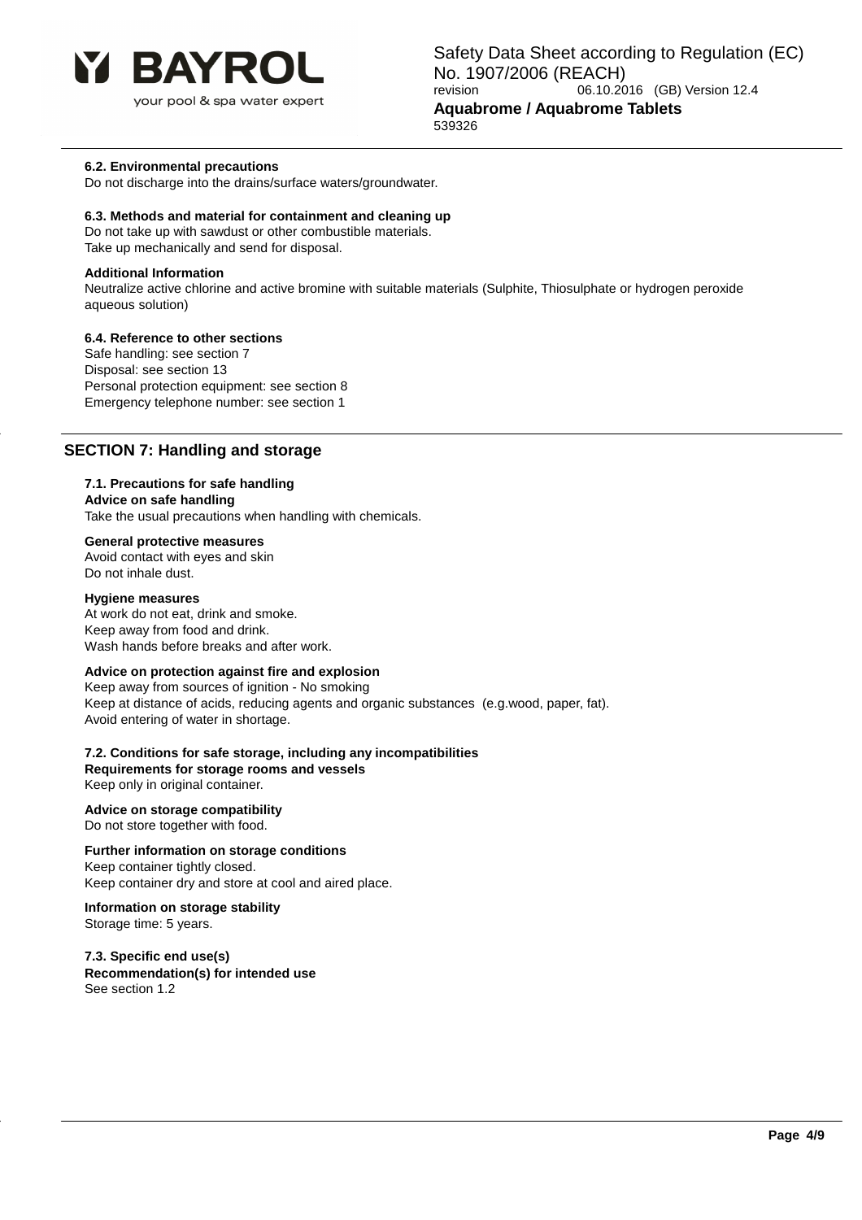#### 6.2. Environmental precautions

Do not discharge into the drains/surface waters/groundwater.

#### 6.3. Methods and material for containment and cleaning up

Do not take up with sawdust or other combustible materials.
Take up mechanically and send for disposal.

**Additional Information**

Neutralize active chlorine and active bromine with suitable materials (Sulphite, Thiosulphate or hydrogen peroxide aqueous solution)

#### 6.4. Reference to other sections

Safe handling: see section 7
Disposal: see section 13
Personal protection equipment: see section 8
Emergency telephone number: see section 1

## SECTION 7: Handling and storage

#### 7.1. Precautions for safe handling

**Advice on safe handling**

Take the usual precautions when handling with chemicals.

**General protective measures**

Avoid contact with eyes and skin
Do not inhale dust.

**Hygiene measures**

At work do not eat, drink and smoke.
Keep away from food and drink.
Wash hands before breaks and after work.

**Advice on protection against fire and explosion**

Keep away from sources of ignition - No smoking
Keep at distance of acids, reducing agents and organic substances (e.g.wood, paper, fat).
Avoid entering of water in shortage.

#### 7.2. Conditions for safe storage, including any incompatibilities

**Requirements for storage rooms and vessels**

Keep only in original container.

**Advice on storage compatibility**

Do not store together with food.

**Further information on storage conditions**

Keep container tightly closed.
Keep container dry and store at cool and aired place.

**Information on storage stability**

Storage time: 5 years.

#### 7.3. Specific end use(s)

**Recommendation(s) for intended use**

See section 1.2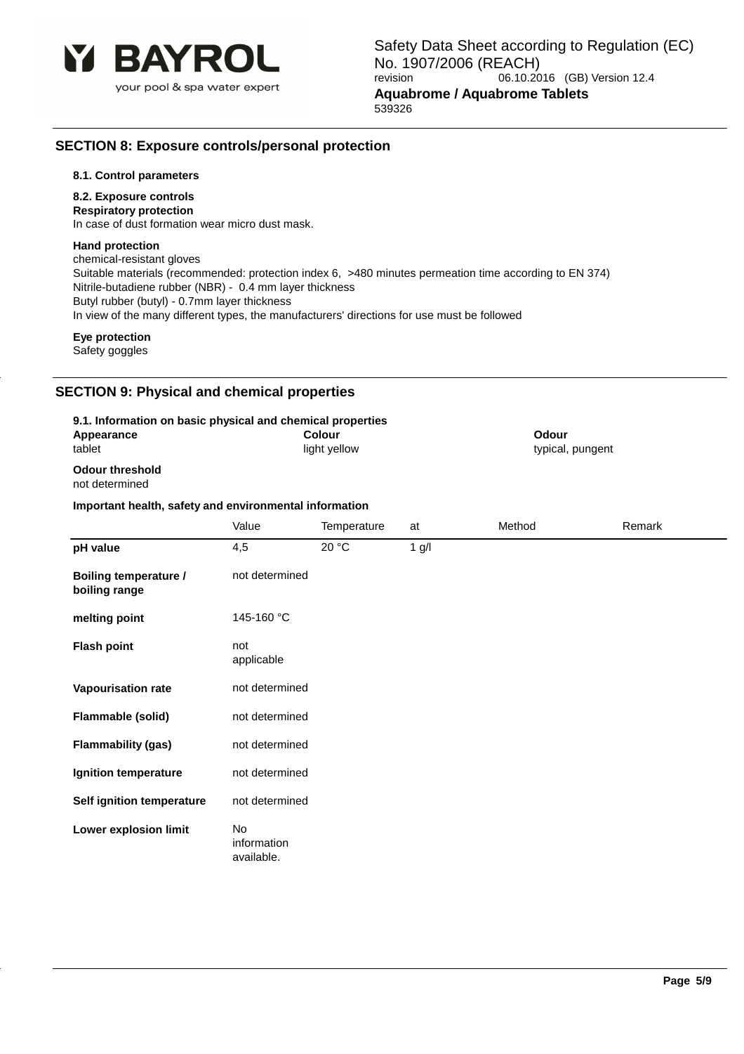## SECTION 8: Exposure controls/personal protection

### 8.1. Control parameters

### 8.2. Exposure controls

**Respiratory protection**

In case of dust formation wear micro dust mask.

**Hand protection**

chemical-resistant gloves
Suitable materials (recommended: protection index 6, >480 minutes permeation time according to EN 374)
Nitrile-butadiene rubber (NBR) - 0.4 mm layer thickness
Butyl rubber (butyl) - 0.7mm layer thickness
In view of the many different types, the manufacturers' directions for use must be followed

**Eye protection**

Safety goggles

## SECTION 9: Physical and chemical properties

### 9.1. Information on basic physical and chemical properties

| Appearance | Colour | Odour |
|---|---|---|
| tablet | light yellow | typical, pungent |

**Odour threshold**

not determined

**Important health, safety and environmental information**

| | Value | Temperature | at | Method | Remark |
|---|---|---|---|---|---|
| **pH value** | 4,5 | 20 °C | 1 g/l | | |
| **Boiling temperature / boiling range** | not determined | | | | |
| **melting point** | 145-160 °C | | | | |
| **Flash point** | not applicable | | | | |
| **Vapourisation rate** | not determined | | | | |
| **Flammable (solid)** | not determined | | | | |
| **Flammability (gas)** | not determined | | | | |
| **Ignition temperature** | not determined | | | | |
| **Self ignition temperature** | not determined | | | | |
| **Lower explosion limit** | No information available. | | | | |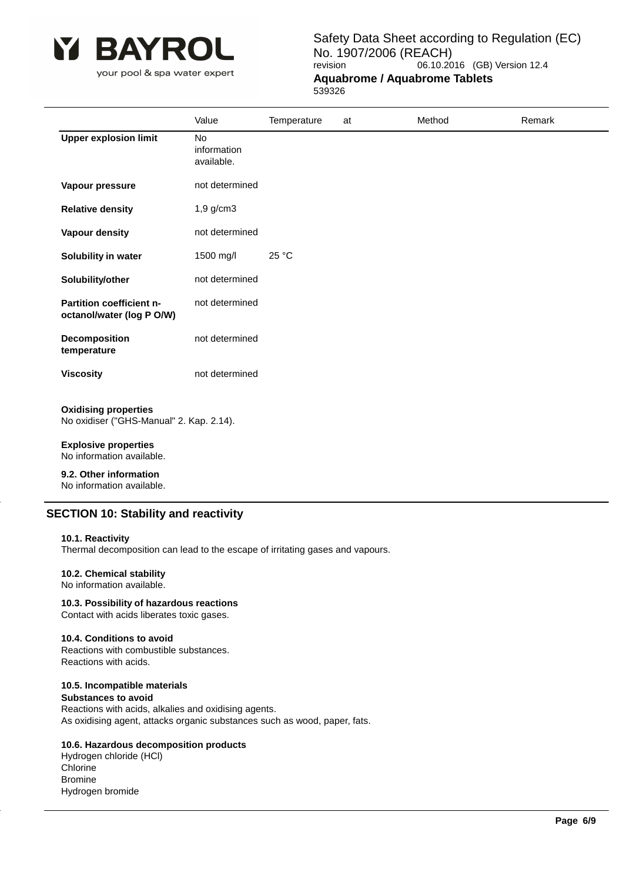| | Value | Temperature | at | Method | Remark |
|---|---|---|---|---|---|
| **Upper explosion limit** | No information available. | | | | |
| **Vapour pressure** | not determined | | | | |
| **Relative density** | 1,9 g/cm3 | | | | |
| **Vapour density** | not determined | | | | |
| **Solubility in water** | 1500 mg/l | 25 °C | | | |
| **Solubility/other** | not determined | | | | |
| **Partition coefficient n-octanol/water (log P O/W)** | not determined | | | | |
| **Decomposition temperature** | not determined | | | | |
| **Viscosity** | not determined | | | | |

**Oxidising properties**
No oxidiser ("GHS-Manual" 2. Kap. 2.14).

**Explosive properties**
No information available.

**9.2. Other information**
No information available.

## SECTION 10: Stability and reactivity

**10.1. Reactivity**
Thermal decomposition can lead to the escape of irritating gases and vapours.

**10.2. Chemical stability**
No information available.

**10.3. Possibility of hazardous reactions**
Contact with acids liberates toxic gases.

**10.4. Conditions to avoid**
Reactions with combustible substances.
Reactions with acids.

**10.5. Incompatible materials**
**Substances to avoid**
Reactions with acids, alkalies and oxidising agents.
As oxidising agent, attacks organic substances such as wood, paper, fats.

**10.6. Hazardous decomposition products**
Hydrogen chloride (HCl)
Chlorine
Bromine
Hydrogen bromide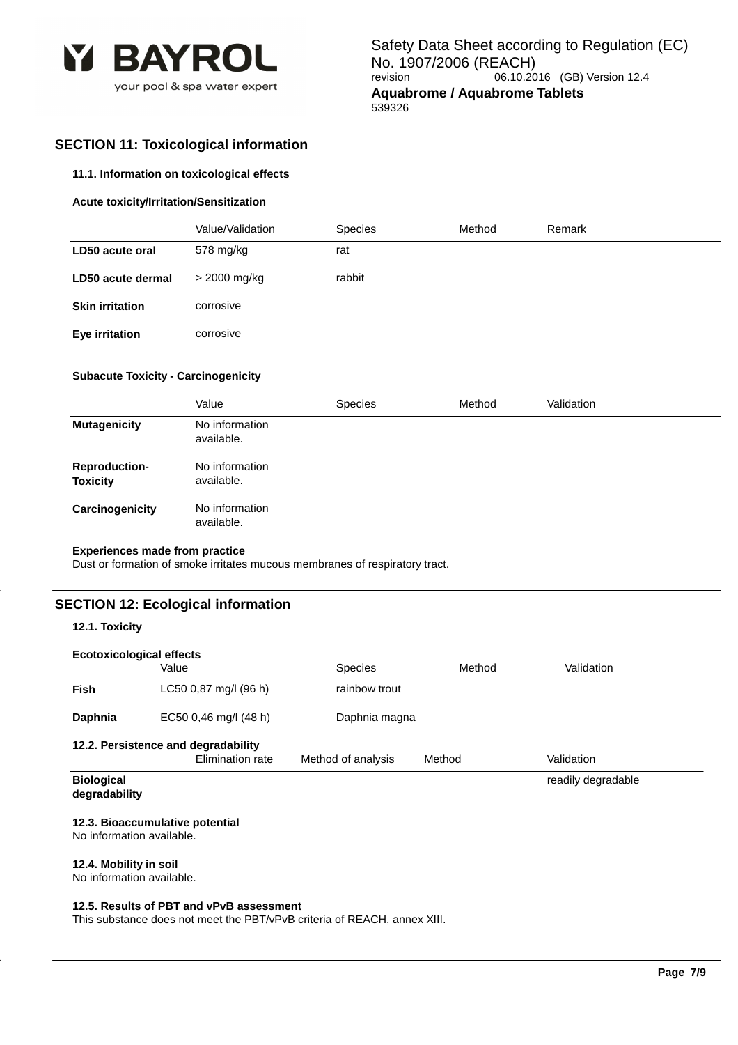## SECTION 11: Toxicological information

### 11.1. Information on toxicological effects

**Acute toxicity/Irritation/Sensitization**

| | Value/Validation | Species | Method | Remark |
|---|---|---|---|---|
| **LD50 acute oral** | 578 mg/kg | rat | | |
| **LD50 acute dermal** | > 2000 mg/kg | rabbit | | |
| **Skin irritation** | corrosive | | | |
| **Eye irritation** | corrosive | | | |

**Subacute Toxicity - Carcinogenicity**

| | Value | Species | Method | Validation |
|---|---|---|---|---|
| **Mutagenicity** | No information available. | | | |
| **Reproduction-Toxicity** | No information available. | | | |
| **Carcinogenicity** | No information available. | | | |

**Experiences made from practice**
Dust or formation of smoke irritates mucous membranes of respiratory tract.

## SECTION 12: Ecological information

### 12.1. Toxicity

**Ecotoxicological effects**

| | Value | Species | Method | Validation |
|---|---|---|---|---|
| **Fish** | LC50 0,87 mg/l (96 h) | rainbow trout | | |
| **Daphnia** | EC50 0,46 mg/l (48 h) | Daphnia magna | | |

### 12.2. Persistence and degradability

| | Elimination rate | Method of analysis | Method | Validation |
|---|---|---|---|---|
| **Biological degradability** | | | | readily degradable |

### 12.3. Bioaccumulative potential
No information available.

### 12.4. Mobility in soil
No information available.

### 12.5. Results of PBT and vPvB assessment
This substance does not meet the PBT/vPvB criteria of REACH, annex XIII.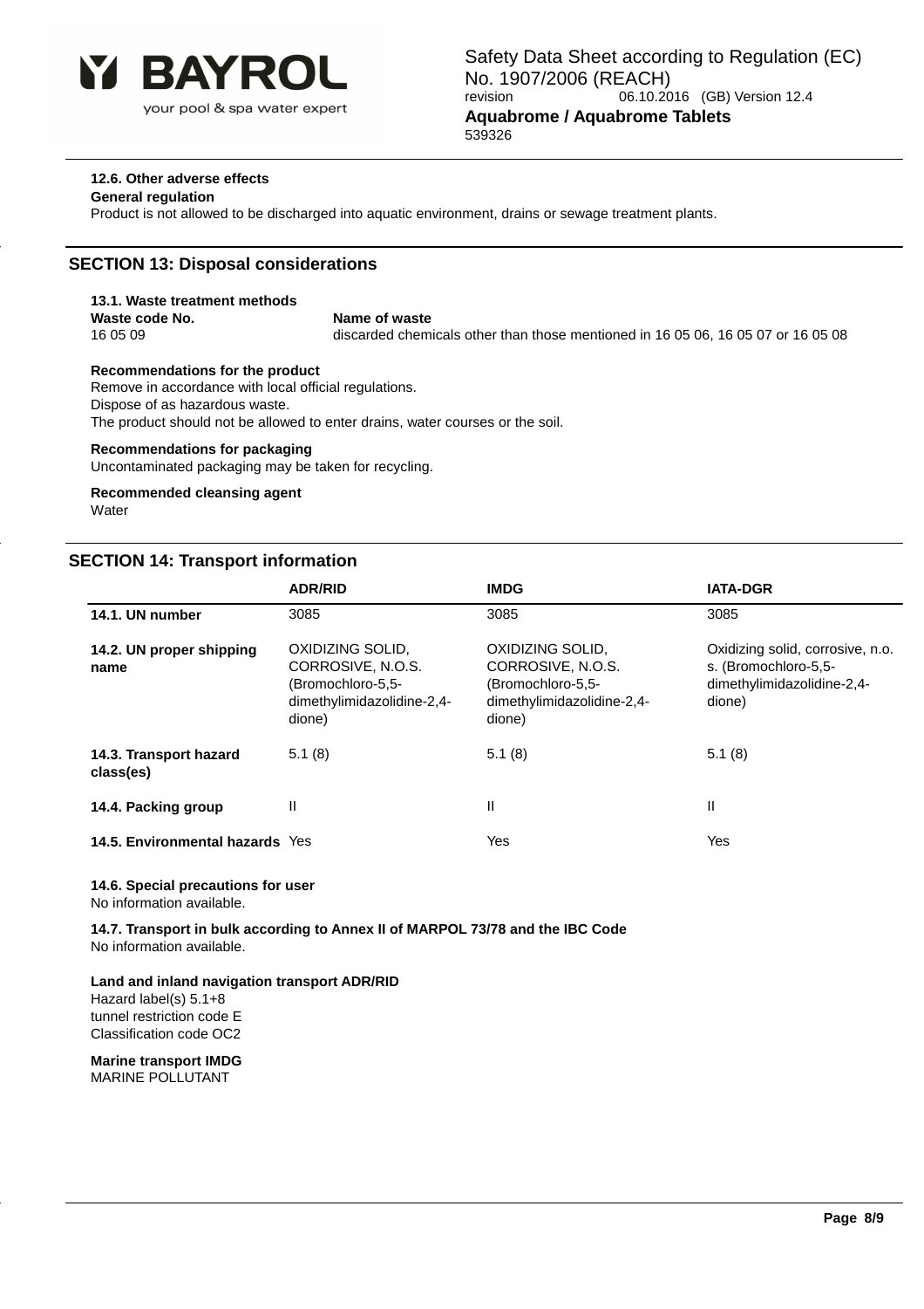#### 12.6. Other adverse effects

**General regulation**

Product is not allowed to be discharged into aquatic environment, drains or sewage treatment plants.

## SECTION 13: Disposal considerations

#### 13.1. Waste treatment methods

| Waste code No. | Name of waste |
|---|---|
| 16 05 09 | discarded chemicals other than those mentioned in 16 05 06, 16 05 07 or 16 05 08 |

**Recommendations for the product**

Remove in accordance with local official regulations.
Dispose of as hazardous waste.
The product should not be allowed to enter drains, water courses or the soil.

**Recommendations for packaging**

Uncontaminated packaging may be taken for recycling.

**Recommended cleansing agent**

Water

## SECTION 14: Transport information

| | ADR/RID | IMDG | IATA-DGR |
|---|---|---|---|
| **14.1. UN number** | 3085 | 3085 | 3085 |
| **14.2. UN proper shipping name** | OXIDIZING SOLID, CORROSIVE, N.O.S. (Bromochloro-5,5-dimethylimidazolidine-2,4-dione) | OXIDIZING SOLID, CORROSIVE, N.O.S. (Bromochloro-5,5-dimethylimidazolidine-2,4-dione) | Oxidizing solid, corrosive, n.o.s. (Bromochloro-5,5-dimethylimidazolidine-2,4-dione) |
| **14.3. Transport hazard class(es)** | 5.1 (8) | 5.1 (8) | 5.1 (8) |
| **14.4. Packing group** | II | II | II |
| **14.5. Environmental hazards** | Yes | Yes | Yes |

**14.6. Special precautions for user**

No information available.

**14.7. Transport in bulk according to Annex II of MARPOL 73/78 and the IBC Code**

No information available.

**Land and inland navigation transport ADR/RID**

Hazard label(s) 5.1+8
tunnel restriction code E
Classification code OC2

**Marine transport IMDG**

MARINE POLLUTANT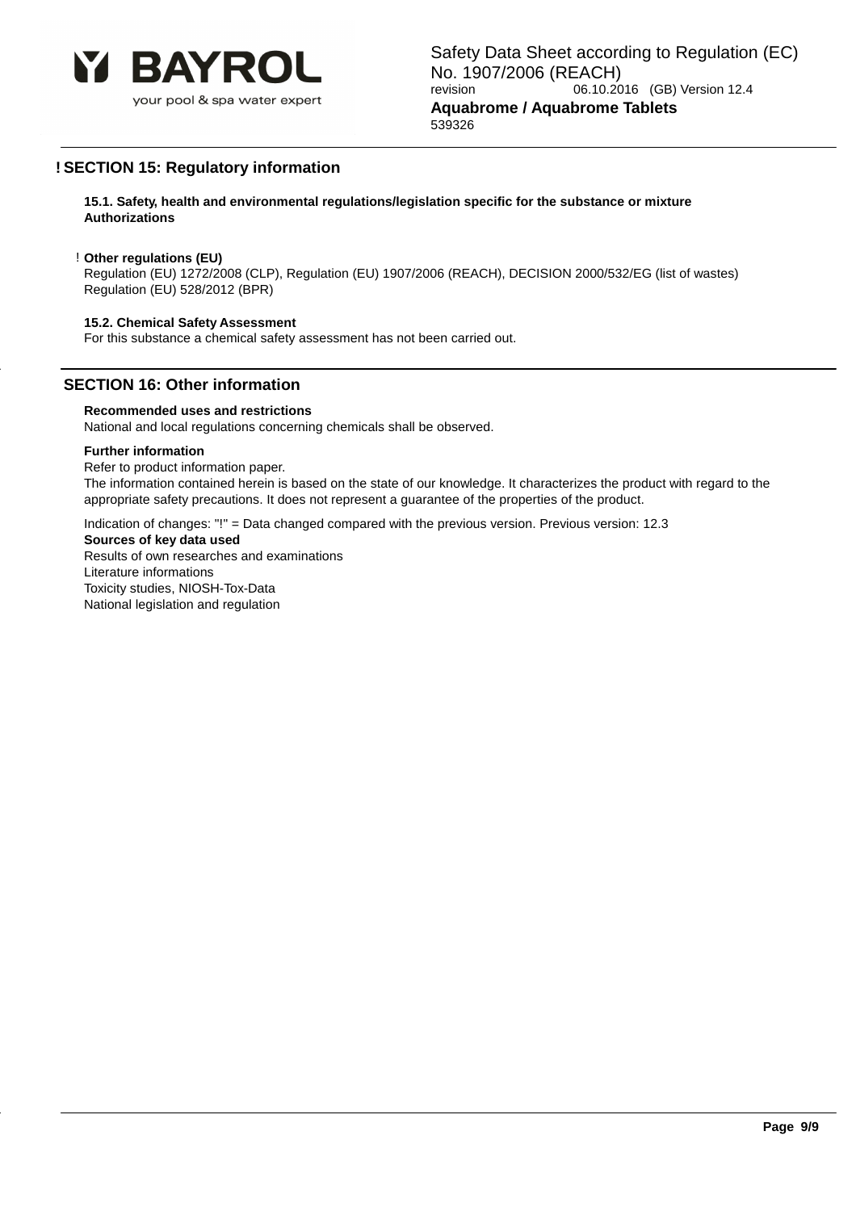## ! SECTION 15: Regulatory information

**15.1. Safety, health and environmental regulations/legislation specific for the substance or mixture**
**Authorizations**

! **Other regulations (EU)**
Regulation (EU) 1272/2008 (CLP), Regulation (EU) 1907/2006 (REACH), DECISION 2000/532/EG (list of wastes)
Regulation (EU) 528/2012 (BPR)

**15.2. Chemical Safety Assessment**
For this substance a chemical safety assessment has not been carried out.

## SECTION 16: Other information

**Recommended uses and restrictions**
National and local regulations concerning chemicals shall be observed.

**Further information**
Refer to product information paper.
The information contained herein is based on the state of our knowledge. It characterizes the product with regard to the appropriate safety precautions. It does not represent a guarantee of the properties of the product.

Indication of changes: "!" = Data changed compared with the previous version. Previous version: 12.3
**Sources of key data used**
Results of own researches and examinations
Literature informations
Toxicity studies, NIOSH-Tox-Data
National legislation and regulation